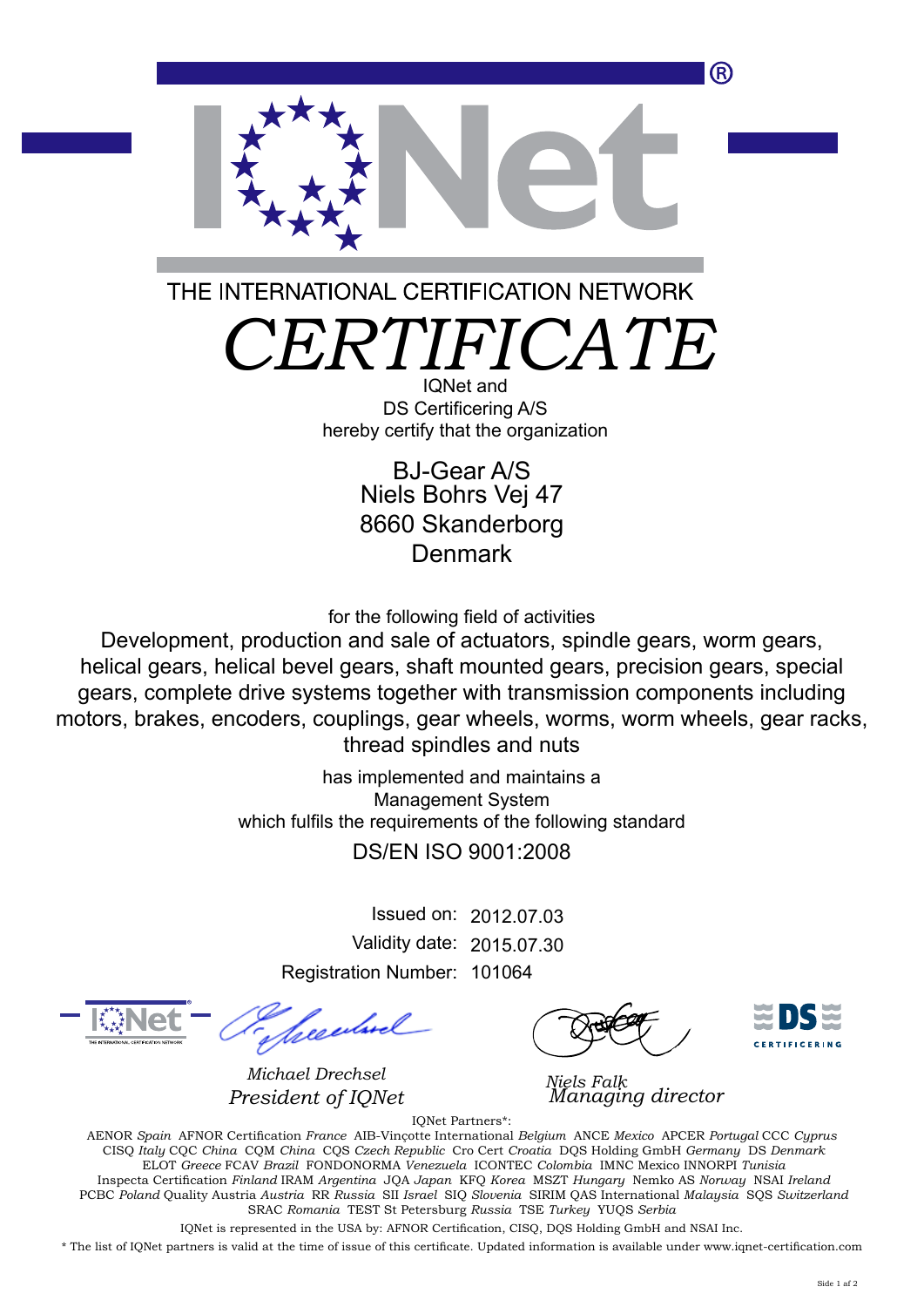THE INTERNATIONAL CERTIFICATION NETWORK

# *CERTIFICATE*

IQNet and
DS Certificering A/S
hereby certify that the organization

BJ-Gear A/S
Niels Bohrs Vej 47
8660 Skanderborg
Denmark

for the following field of activities

Development, production and sale of actuators, spindle gears, worm gears, helical gears, helical bevel gears, shaft mounted gears, precision gears, special gears, complete drive systems together with transmission components including motors, brakes, encoders, couplings, gear wheels, worms, worm wheels, gear racks, thread spindles and nuts

has implemented and maintains a
Management System
which fulfils the requirements of the following standard

DS/EN ISO 9001:2008

Issued on: 2012.07.03
Validity date: 2015.07.30
Registration Number: 101064

*Michael Drechsel*
*President of IQNet*

*Niels Falk*
*Managing director*

IQNet Partners*:

AENOR *Spain* AFNOR Certification *France* AIB-Vinçotte International *Belgium* ANCE *Mexico* APCER *Portugal* CCC *Cyprus* CISQ *Italy* CQC *China* CQM *China* CQS *Czech Republic* Cro Cert *Croatia* DQS Holding GmbH *Germany* DS *Denmark* ELOT *Greece* FCAV *Brazil* FONDONORMA *Venezuela* ICONTEC *Colombia* IMNC Mexico INNORPI *Tunisia* Inspecta Certification *Finland* IRAM *Argentina* JQA *Japan* KFQ *Korea* MSZT *Hungary* Nemko AS *Norway* NSAI *Ireland* PCBC *Poland* Quality Austria *Austria* RR *Russia* SII *Israel* SIQ *Slovenia* SIRIM QAS International *Malaysia* SQS *Switzerland* SRAC *Romania* TEST St Petersburg *Russia* TSE *Turkey* YUQS *Serbia*

IQNet is represented in the USA by: AFNOR Certification, CISQ, DQS Holding GmbH and NSAI Inc.

* The list of IQNet partners is valid at the time of issue of this certificate. Updated information is available under www.iqnet-certification.com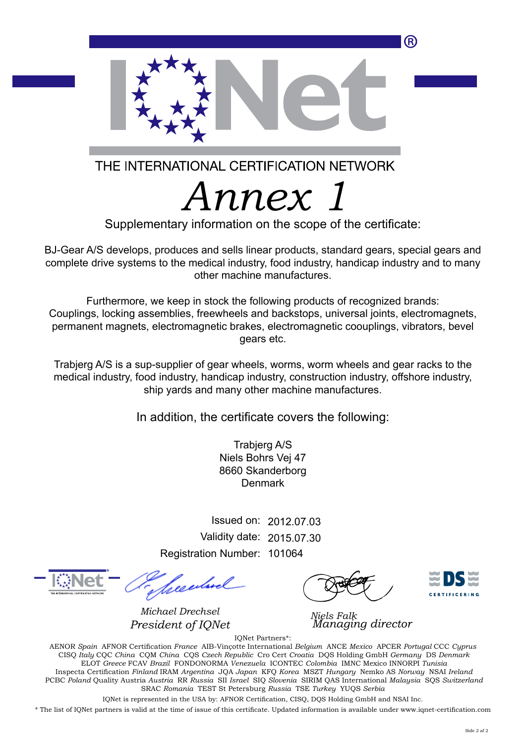THE INTERNATIONAL CERTIFICATION NETWORK

# *Annex 1*

Supplementary information on the scope of the certificate:

BJ-Gear A/S develops, produces and sells linear products, standard gears, special gears and complete drive systems to the medical industry, food industry, handicap industry and to many other machine manufactures.

Furthermore, we keep in stock the following products of recognized brands: Couplings, locking assemblies, freewheels and backstops, universal joints, electromagnets, permanent magnets, electromagnetic brakes, electromagnetic coouplings, vibrators, bevel gears etc.

Trabjerg A/S is a sup-supplier of gear wheels, worms, worm wheels and gear racks to the medical industry, food industry, handicap industry, construction industry, offshore industry, ship yards and many other machine manufactures.

In addition, the certificate covers the following:

Trabjerg A/S
Niels Bohrs Vej 47
8660 Skanderborg
Denmark

Issued on: 2012.07.03
Validity date: 2015.07.30
Registration Number: 101064

*Michael Drechsel*
*President of IQNet*

*Niels Falk*
*Managing director*

DS CERTIFICERING

IQNet Partners*:

AENOR *Spain* AFNOR Certification *France* AIB-Vinçotte International *Belgium* ANCE *Mexico* APCER *Portugal* CCC *Cyprus* CISQ *Italy* CQC *China* CQM *China* CQS *Czech Republic* Cro Cert *Croatia* DQS Holding GmbH *Germany* DS *Denmark* ELOT *Greece* FCAV *Brazil* FONDONORMA *Venezuela* ICONTEC *Colombia* IMNC Mexico INNORPI *Tunisia* Inspecta Certification *Finland* IRAM *Argentina* JQA *Japan* KFQ *Korea* MSZT *Hungary* Nemko AS *Norway* NSAI *Ireland* PCBC *Poland* Quality Austria *Austria* RR *Russia* SII *Israel* SIQ *Slovenia* SIRIM QAS International *Malaysia* SQS *Switzerland* SRAC *Romania* TEST St Petersburg *Russia* TSE *Turkey* YUQS *Serbia*

IQNet is represented in the USA by: AFNOR Certification, CISQ, DQS Holding GmbH and NSAI Inc.

* The list of IQNet partners is valid at the time of issue of this certificate. Updated information is available under www.iqnet-certification.com